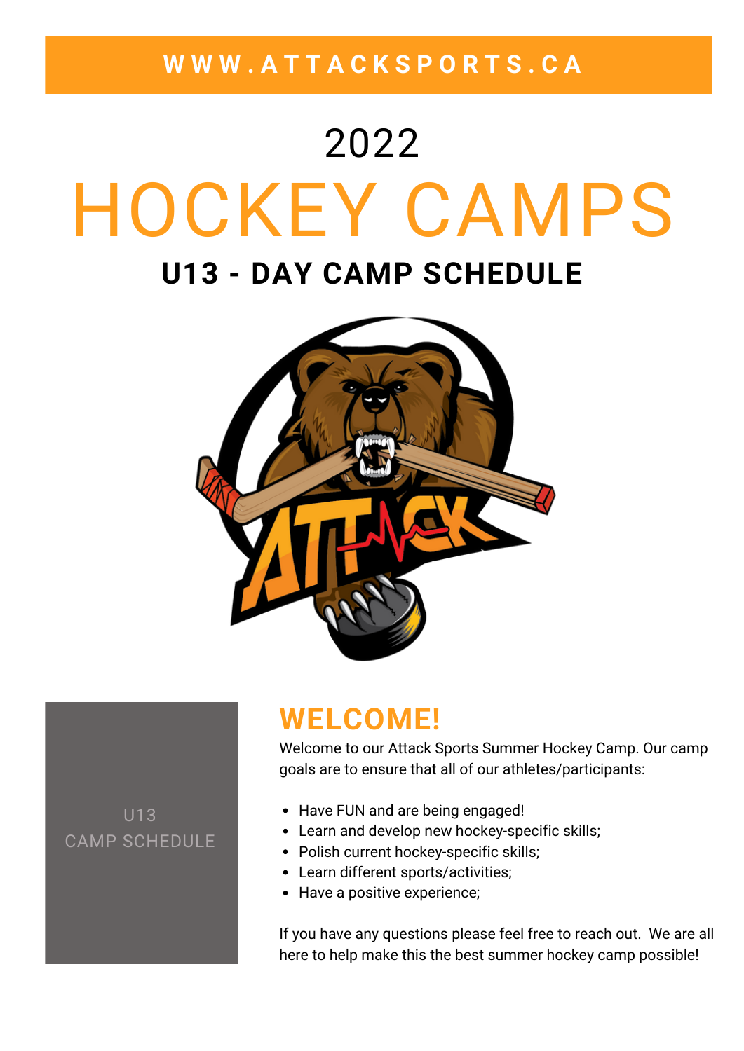WWW.ATTACKSPORTS.CA

# 2022

# HOCKEY CAMPS

## U13 - DAY CAMP SCHEDULE

U13
CAMP SCHEDULE

## WELCOME!

Welcome to our Attack Sports Summer Hockey Camp. Our camp goals are to ensure that all of our athletes/participants:

- Have FUN and are being engaged!
- Learn and develop new hockey-specific skills;
- Polish current hockey-specific skills;
- Learn different sports/activities;
- Have a positive experience;

If you have any questions please feel free to reach out. We are all here to help make this the best summer hockey camp possible!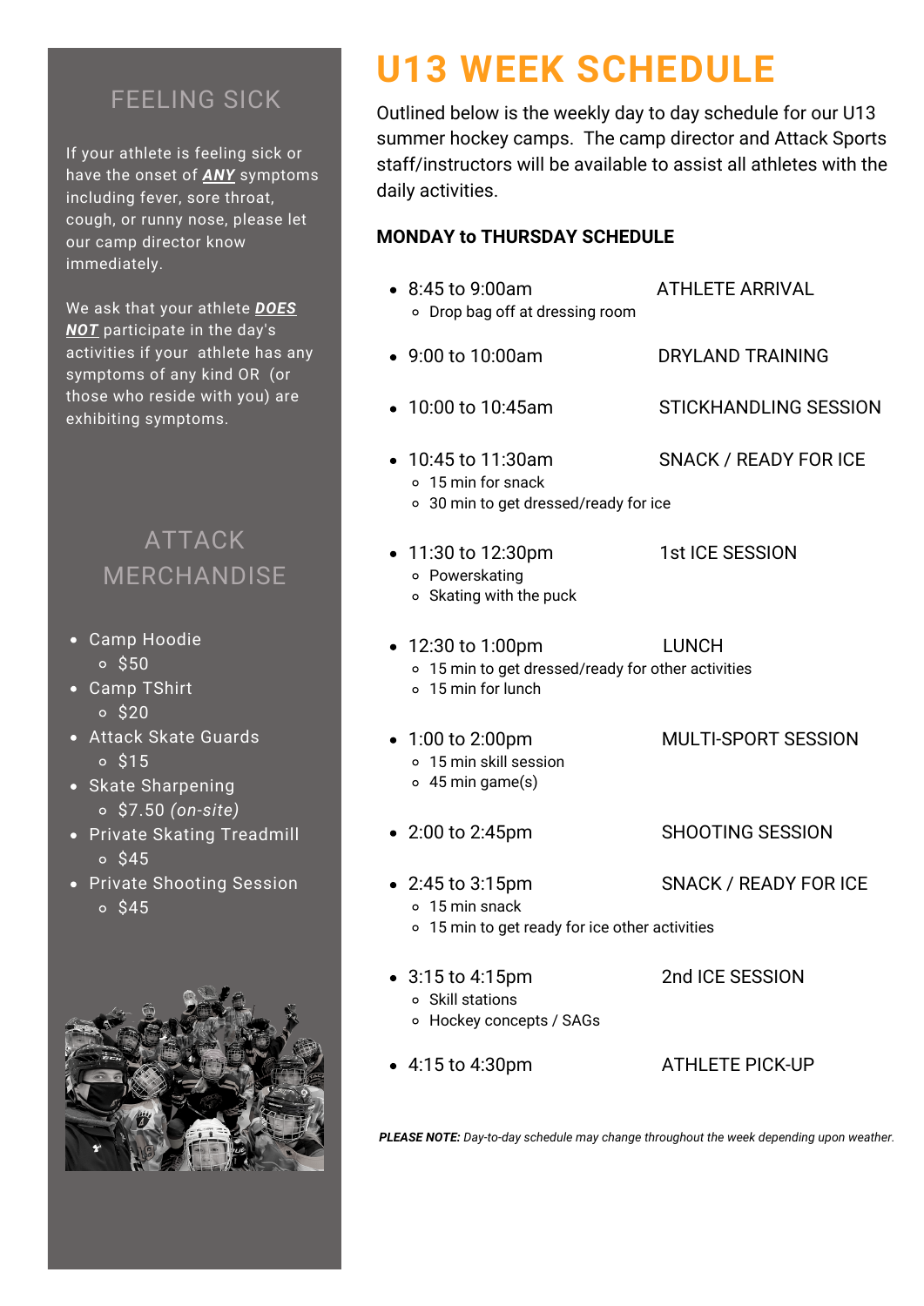# U13 WEEK SCHEDULE

Outlined below is the weekly day to day schedule for our U13 summer hockey camps. The camp director and Attack Sports staff/instructors will be available to assist all athletes with the daily activities.

**MONDAY to THURSDAY SCHEDULE**

- 8:45 to 9:00am — ATHLETE ARRIVAL
  - Drop bag off at dressing room
- 9:00 to 10:00am — DRYLAND TRAINING
- 10:00 to 10:45am — STICKHANDLING SESSION
- 10:45 to 11:30am — SNACK / READY FOR ICE
  - 15 min for snack
  - 30 min to get dressed/ready for ice
- 11:30 to 12:30pm — 1st ICE SESSION
  - Powerskating
  - Skating with the puck
- 12:30 to 1:00pm — LUNCH
  - 15 min to get dressed/ready for other activities
  - 15 min for lunch
- 1:00 to 2:00pm — MULTI-SPORT SESSION
  - 15 min skill session
  - 45 min game(s)
- 2:00 to 2:45pm — SHOOTING SESSION
- 2:45 to 3:15pm — SNACK / READY FOR ICE
  - 15 min snack
  - 15 min to get ready for ice other activities
- 3:15 to 4:15pm — 2nd ICE SESSION
  - Skill stations
  - Hockey concepts / SAGs
- 4:15 to 4:30pm — ATHLETE PICK-UP

***PLEASE NOTE:** Day-to-day schedule may change throughout the week depending upon weather.*

## FEELING SICK

If your athlete is feeling sick or have the onset of ***ANY*** symptoms including fever, sore throat, cough, or runny nose, please let our camp director know immediately.

We ask that your athlete ***DOES NOT*** participate in the day's activities if your athlete has any symptoms of any kind OR (or those who reside with you) are exhibiting symptoms.

## ATTACK MERCHANDISE

- Camp Hoodie
  - $50
- Camp TShirt
  - $20
- Attack Skate Guards
  - $15
- Skate Sharpening
  - $7.50 *(on-site)*
- Private Skating Treadmill
  - $45
- Private Shooting Session
  - $45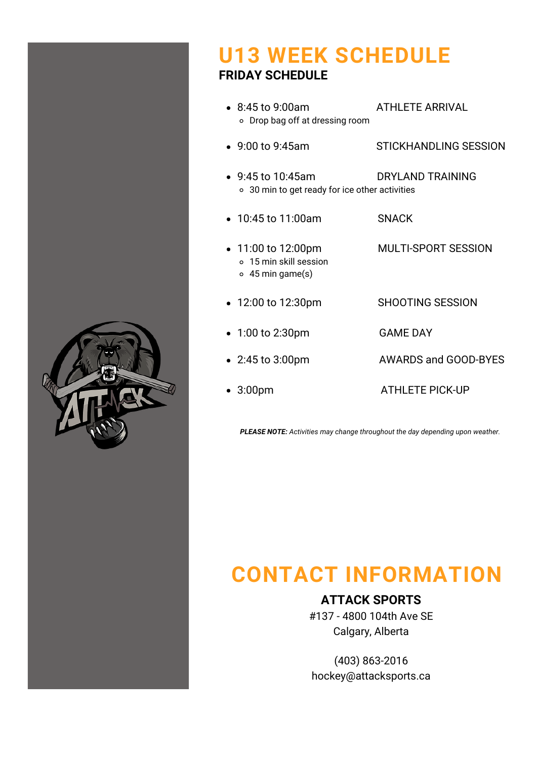# U13 WEEK SCHEDULE

## FRIDAY SCHEDULE

- 8:45 to 9:00am — ATHLETE ARRIVAL
  - Drop bag off at dressing room
- 9:00 to 9:45am — STICKHANDLING SESSION
- 9:45 to 10:45am — DRYLAND TRAINING
  - 30 min to get ready for ice other activities
- 10:45 to 11:00am — SNACK
- 11:00 to 12:00pm — MULTI-SPORT SESSION
  - 15 min skill session
  - 45 min game(s)
- 12:00 to 12:30pm — SHOOTING SESSION
- 1:00 to 2:30pm — GAME DAY
- 2:45 to 3:00pm — AWARDS and GOOD-BYES
- 3:00pm — ATHLETE PICK-UP

***PLEASE NOTE:*** *Activities may change throughout the day depending upon weather.*

# CONTACT INFORMATION

**ATTACK SPORTS**
#137 - 4800 104th Ave SE
Calgary, Alberta

(403) 863-2016
hockey@attacksports.ca